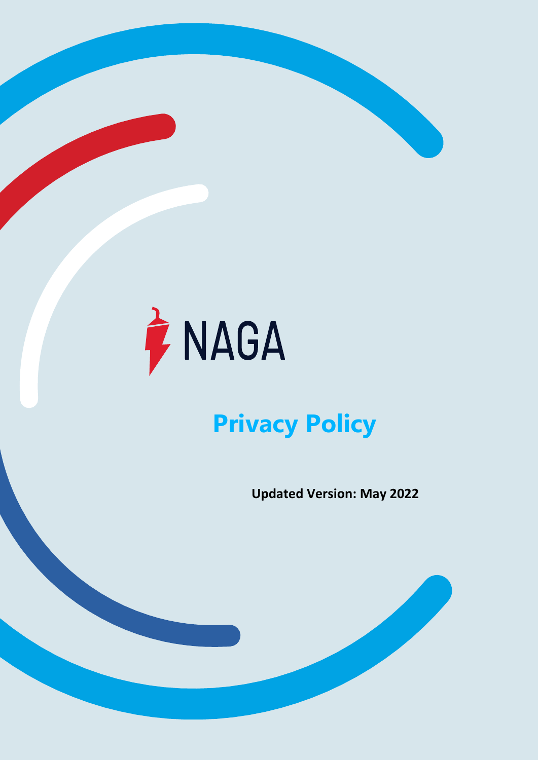NAGA

# Privacy Policy

**Updated Version: May 2022**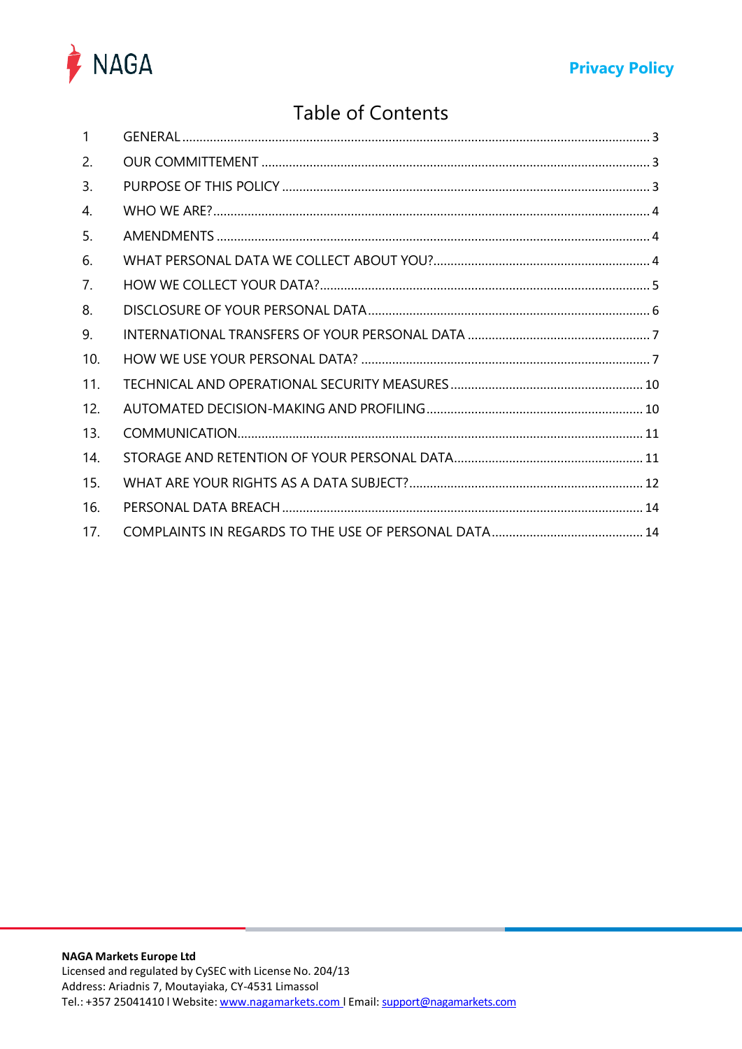# Table of Contents

| | | |
|---|---|---|
| 1 | GENERAL | 3 |
| 2. | OUR COMMITTEMENT | 3 |
| 3. | PURPOSE OF THIS POLICY | 3 |
| 4. | WHO WE ARE? | 4 |
| 5. | AMENDMENTS | 4 |
| 6. | WHAT PERSONAL DATA WE COLLECT ABOUT YOU? | 4 |
| 7. | HOW WE COLLECT YOUR DATA? | 5 |
| 8. | DISCLOSURE OF YOUR PERSONAL DATA | 6 |
| 9. | INTERNATIONAL TRANSFERS OF YOUR PERSONAL DATA | 7 |
| 10. | HOW WE USE YOUR PERSONAL DATA? | 7 |
| 11. | TECHNICAL AND OPERATIONAL SECURITY MEASURES | 10 |
| 12. | AUTOMATED DECISION-MAKING AND PROFILING | 10 |
| 13. | COMMUNICATION | 11 |
| 14. | STORAGE AND RETENTION OF YOUR PERSONAL DATA | 11 |
| 15. | WHAT ARE YOUR RIGHTS AS A DATA SUBJECT? | 12 |
| 16. | PERSONAL DATA BREACH | 14 |
| 17. | COMPLAINTS IN REGARDS TO THE USE OF PERSONAL DATA | 14 |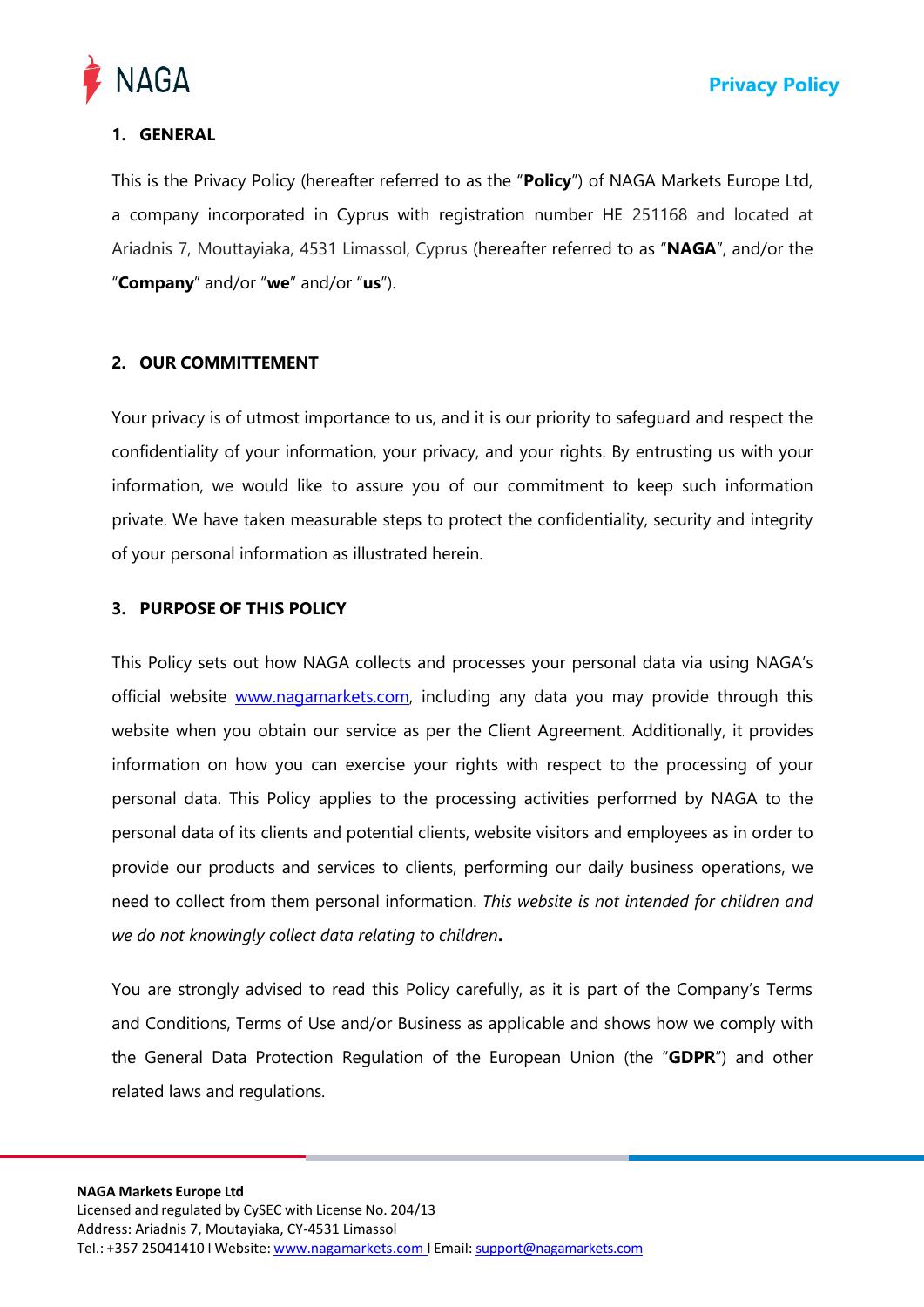## 1. GENERAL

This is the Privacy Policy (hereafter referred to as the "**Policy**") of NAGA Markets Europe Ltd, a company incorporated in Cyprus with registration number HE 251168 and located at Ariadnis 7, Mouttayiaka, 4531 Limassol, Cyprus (hereafter referred to as "**NAGA**", and/or the "**Company**" and/or "**we**" and/or "**us**").

## 2. OUR COMMITTEMENT

Your privacy is of utmost importance to us, and it is our priority to safeguard and respect the confidentiality of your information, your privacy, and your rights. By entrusting us with your information, we would like to assure you of our commitment to keep such information private. We have taken measurable steps to protect the confidentiality, security and integrity of your personal information as illustrated herein.

## 3. PURPOSE OF THIS POLICY

This Policy sets out how NAGA collects and processes your personal data via using NAGA's official website www.nagamarkets.com, including any data you may provide through this website when you obtain our service as per the Client Agreement. Additionally, it provides information on how you can exercise your rights with respect to the processing of your personal data. This Policy applies to the processing activities performed by NAGA to the personal data of its clients and potential clients, website visitors and employees as in order to provide our products and services to clients, performing our daily business operations, we need to collect from them personal information. *This website is not intended for children and we do not knowingly collect data relating to children***.**

You are strongly advised to read this Policy carefully, as it is part of the Company's Terms and Conditions, Terms of Use and/or Business as applicable and shows how we comply with the General Data Protection Regulation of the European Union (the "**GDPR**") and other related laws and regulations.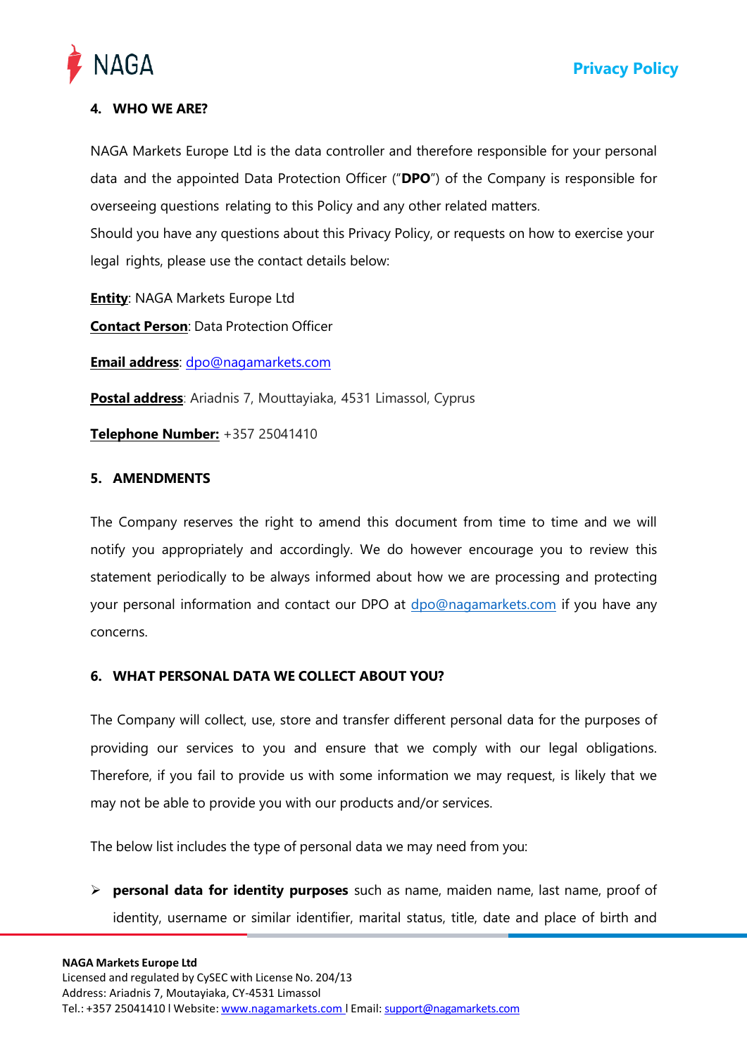## 4. WHO WE ARE?

NAGA Markets Europe Ltd is the data controller and therefore responsible for your personal data and the appointed Data Protection Officer ("**DPO**") of the Company is responsible for overseeing questions relating to this Policy and any other related matters.
Should you have any questions about this Privacy Policy, or requests on how to exercise your legal rights, please use the contact details below:

**Entity**: NAGA Markets Europe Ltd

**Contact Person**: Data Protection Officer

**Email address**: dpo@nagamarkets.com

**Postal address**: Ariadnis 7, Mouttayiaka, 4531 Limassol, Cyprus

**Telephone Number:** +357 25041410

## 5. AMENDMENTS

The Company reserves the right to amend this document from time to time and we will notify you appropriately and accordingly. We do however encourage you to review this statement periodically to be always informed about how we are processing and protecting your personal information and contact our DPO at dpo@nagamarkets.com if you have any concerns.

## 6. WHAT PERSONAL DATA WE COLLECT ABOUT YOU?

The Company will collect, use, store and transfer different personal data for the purposes of providing our services to you and ensure that we comply with our legal obligations. Therefore, if you fail to provide us with some information we may request, is likely that we may not be able to provide you with our products and/or services.

The below list includes the type of personal data we may need from you:

- **personal data for identity purposes** such as name, maiden name, last name, proof of identity, username or similar identifier, marital status, title, date and place of birth and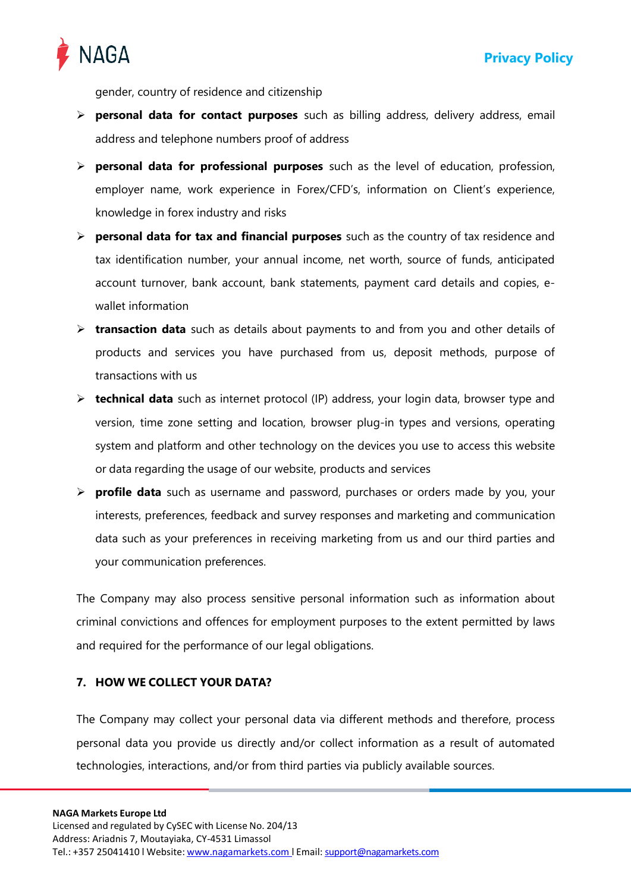gender, country of residence and citizenship

- **personal data for contact purposes** such as billing address, delivery address, email address and telephone numbers proof of address
- **personal data for professional purposes** such as the level of education, profession, employer name, work experience in Forex/CFD's, information on Client's experience, knowledge in forex industry and risks
- **personal data for tax and financial purposes** such as the country of tax residence and tax identification number, your annual income, net worth, source of funds, anticipated account turnover, bank account, bank statements, payment card details and copies, e-wallet information
- **transaction data** such as details about payments to and from you and other details of products and services you have purchased from us, deposit methods, purpose of transactions with us
- **technical data** such as internet protocol (IP) address, your login data, browser type and version, time zone setting and location, browser plug-in types and versions, operating system and platform and other technology on the devices you use to access this website or data regarding the usage of our website, products and services
- **profile data** such as username and password, purchases or orders made by you, your interests, preferences, feedback and survey responses and marketing and communication data such as your preferences in receiving marketing from us and our third parties and your communication preferences.

The Company may also process sensitive personal information such as information about criminal convictions and offences for employment purposes to the extent permitted by laws and required for the performance of our legal obligations.

## 7. HOW WE COLLECT YOUR DATA?

The Company may collect your personal data via different methods and therefore, process personal data you provide us directly and/or collect information as a result of automated technologies, interactions, and/or from third parties via publicly available sources.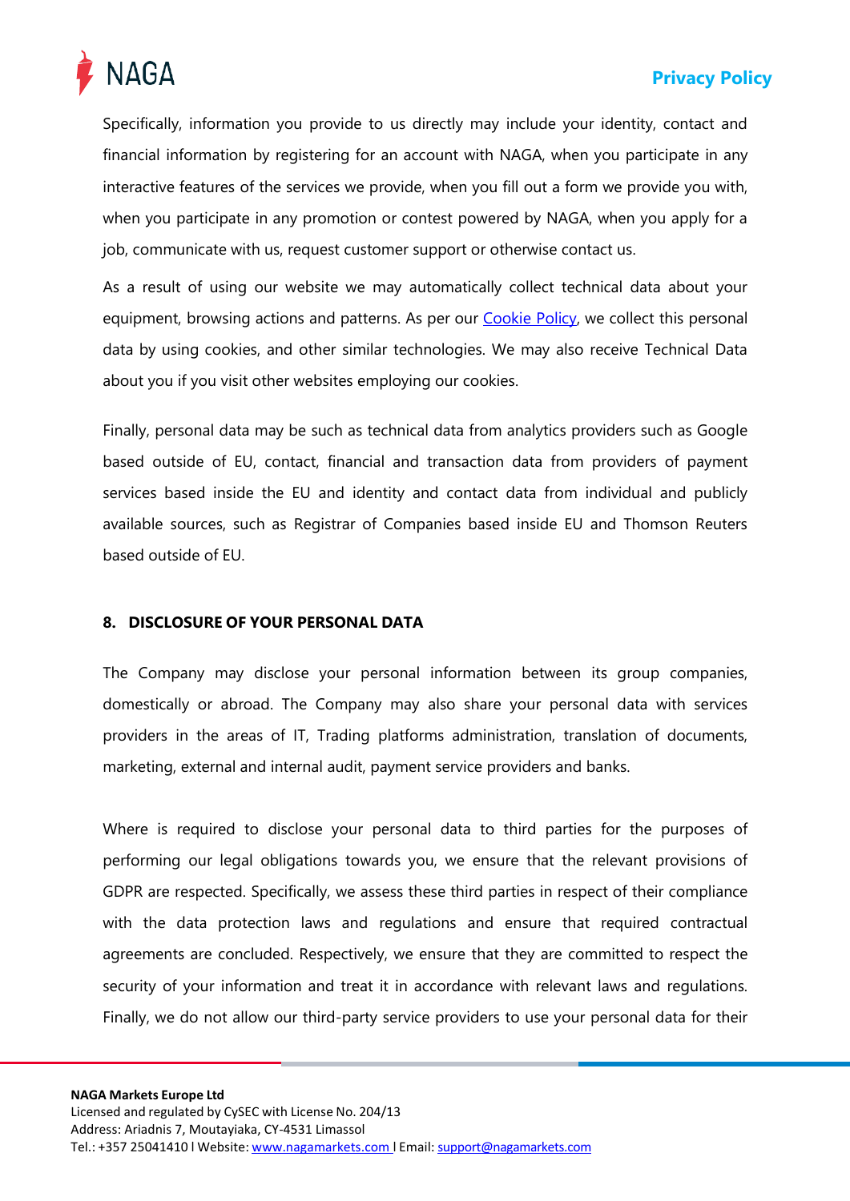Specifically, information you provide to us directly may include your identity, contact and financial information by registering for an account with NAGA, when you participate in any interactive features of the services we provide, when you fill out a form we provide you with, when you participate in any promotion or contest powered by NAGA, when you apply for a job, communicate with us, request customer support or otherwise contact us.

As a result of using our website we may automatically collect technical data about your equipment, browsing actions and patterns. As per our Cookie Policy, we collect this personal data by using cookies, and other similar technologies. We may also receive Technical Data about you if you visit other websites employing our cookies.

Finally, personal data may be such as technical data from analytics providers such as Google based outside of EU, contact, financial and transaction data from providers of payment services based inside the EU and identity and contact data from individual and publicly available sources, such as Registrar of Companies based inside EU and Thomson Reuters based outside of EU.

## 8. DISCLOSURE OF YOUR PERSONAL DATA

The Company may disclose your personal information between its group companies, domestically or abroad. The Company may also share your personal data with services providers in the areas of IT, Trading platforms administration, translation of documents, marketing, external and internal audit, payment service providers and banks.

Where is required to disclose your personal data to third parties for the purposes of performing our legal obligations towards you, we ensure that the relevant provisions of GDPR are respected. Specifically, we assess these third parties in respect of their compliance with the data protection laws and regulations and ensure that required contractual agreements are concluded. Respectively, we ensure that they are committed to respect the security of your information and treat it in accordance with relevant laws and regulations. Finally, we do not allow our third-party service providers to use your personal data for their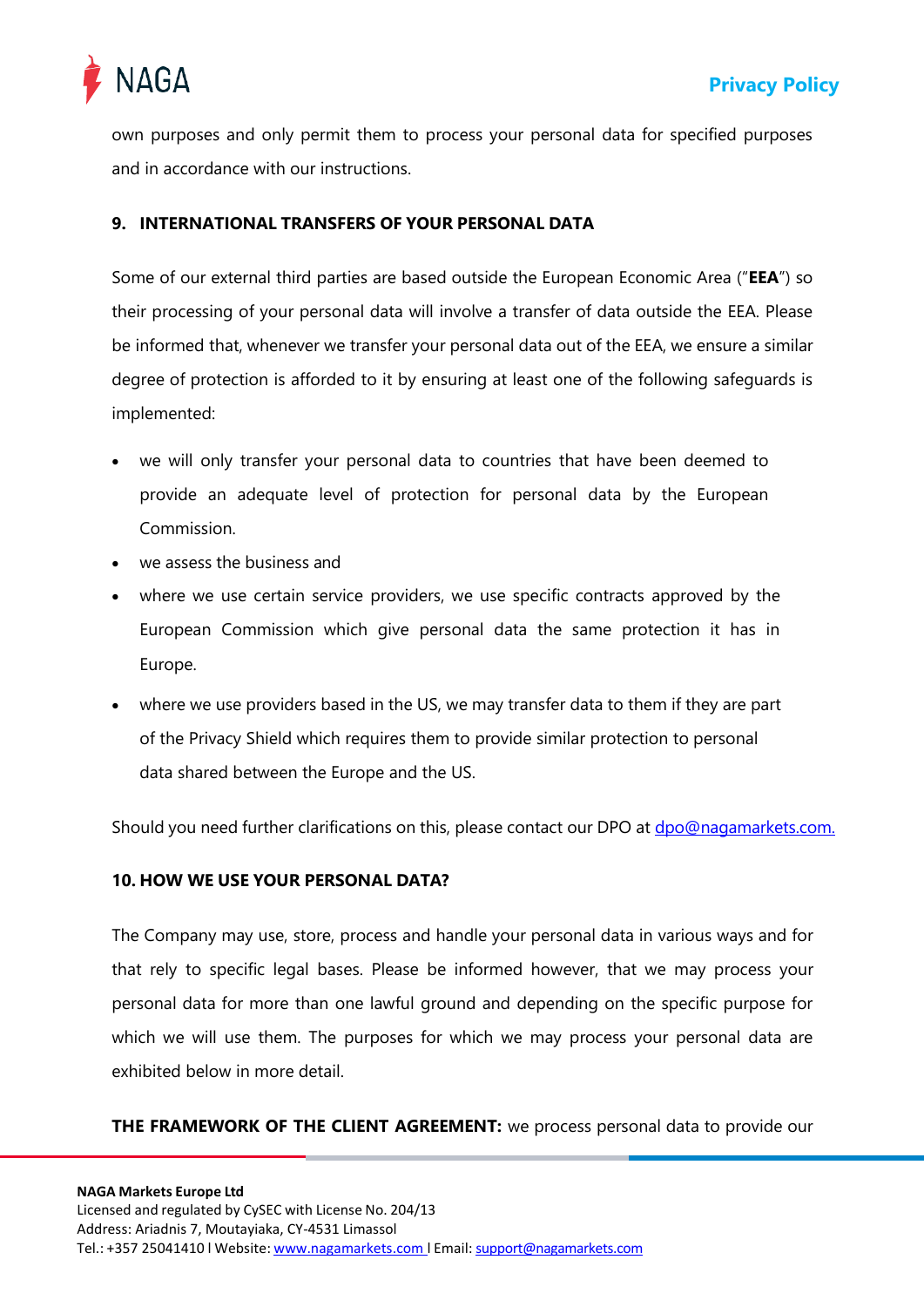own purposes and only permit them to process your personal data for specified purposes and in accordance with our instructions.

## 9. INTERNATIONAL TRANSFERS OF YOUR PERSONAL DATA

Some of our external third parties are based outside the European Economic Area ("**EEA**") so their processing of your personal data will involve a transfer of data outside the EEA. Please be informed that, whenever we transfer your personal data out of the EEA, we ensure a similar degree of protection is afforded to it by ensuring at least one of the following safeguards is implemented:

- we will only transfer your personal data to countries that have been deemed to provide an adequate level of protection for personal data by the European Commission.
- we assess the business and
- where we use certain service providers, we use specific contracts approved by the European Commission which give personal data the same protection it has in Europe.
- where we use providers based in the US, we may transfer data to them if they are part of the Privacy Shield which requires them to provide similar protection to personal data shared between the Europe and the US.

Should you need further clarifications on this, please contact our DPO at dpo@nagamarkets.com.

## 10. HOW WE USE YOUR PERSONAL DATA?

The Company may use, store, process and handle your personal data in various ways and for that rely to specific legal bases. Please be informed however, that we may process your personal data for more than one lawful ground and depending on the specific purpose for which we will use them. The purposes for which we may process your personal data are exhibited below in more detail.

**THE FRAMEWORK OF THE CLIENT AGREEMENT:** we process personal data to provide our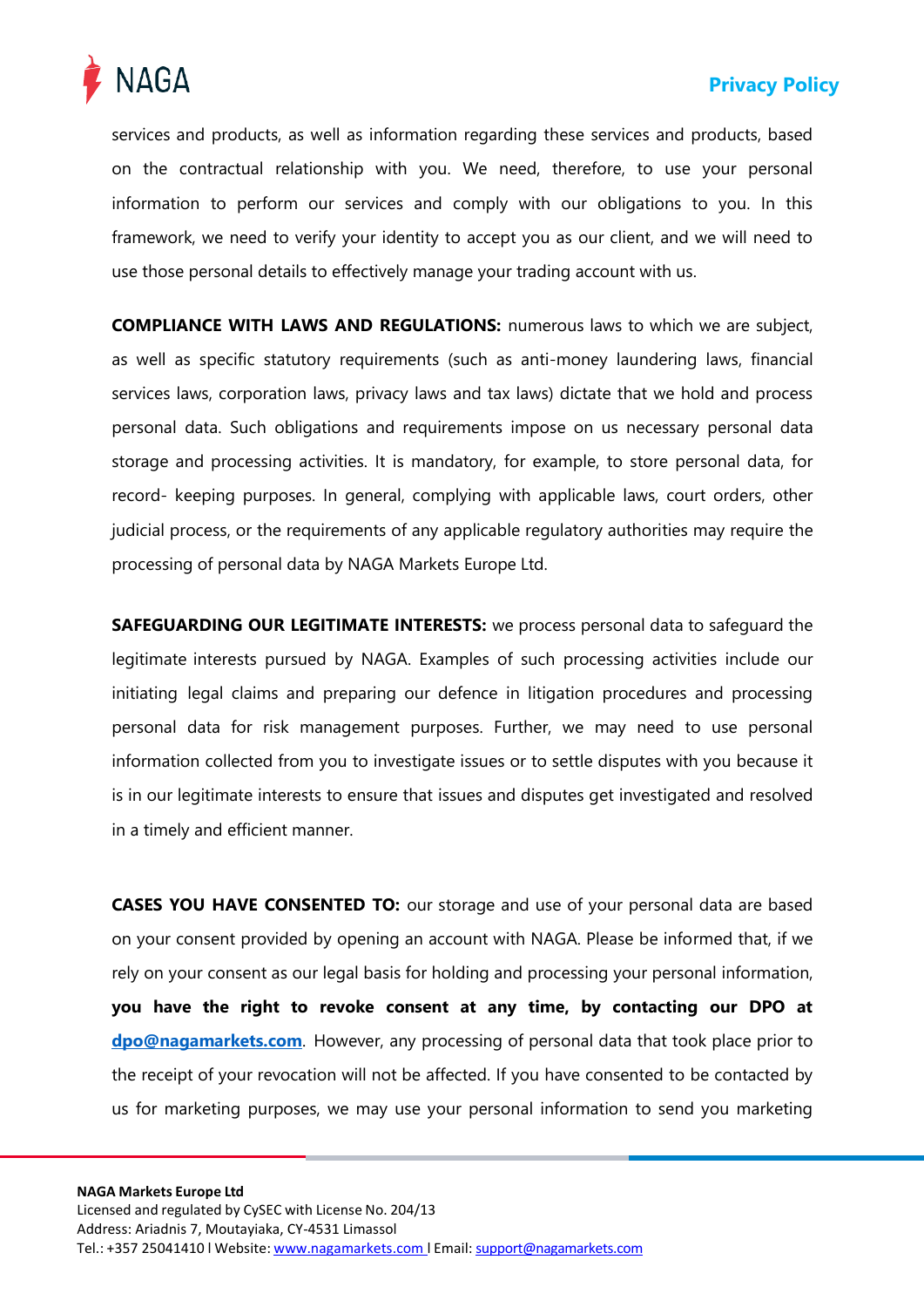services and products, as well as information regarding these services and products, based on the contractual relationship with you. We need, therefore, to use your personal information to perform our services and comply with our obligations to you. In this framework, we need to verify your identity to accept you as our client, and we will need to use those personal details to effectively manage your trading account with us.

**COMPLIANCE WITH LAWS AND REGULATIONS:** numerous laws to which we are subject, as well as specific statutory requirements (such as anti-money laundering laws, financial services laws, corporation laws, privacy laws and tax laws) dictate that we hold and process personal data. Such obligations and requirements impose on us necessary personal data storage and processing activities. It is mandatory, for example, to store personal data, for record- keeping purposes. In general, complying with applicable laws, court orders, other judicial process, or the requirements of any applicable regulatory authorities may require the processing of personal data by NAGA Markets Europe Ltd.

**SAFEGUARDING OUR LEGITIMATE INTERESTS:** we process personal data to safeguard the legitimate interests pursued by NAGA. Examples of such processing activities include our initiating legal claims and preparing our defence in litigation procedures and processing personal data for risk management purposes. Further, we may need to use personal information collected from you to investigate issues or to settle disputes with you because it is in our legitimate interests to ensure that issues and disputes get investigated and resolved in a timely and efficient manner.

**CASES YOU HAVE CONSENTED TO:** our storage and use of your personal data are based on your consent provided by opening an account with NAGA. Please be informed that, if we rely on your consent as our legal basis for holding and processing your personal information, **you have the right to revoke consent at any time, by contacting our DPO at [dpo@nagamarkets.com](mailto:dpo@nagamarkets.com)**. However, any processing of personal data that took place prior to the receipt of your revocation will not be affected. If you have consented to be contacted by us for marketing purposes, we may use your personal information to send you marketing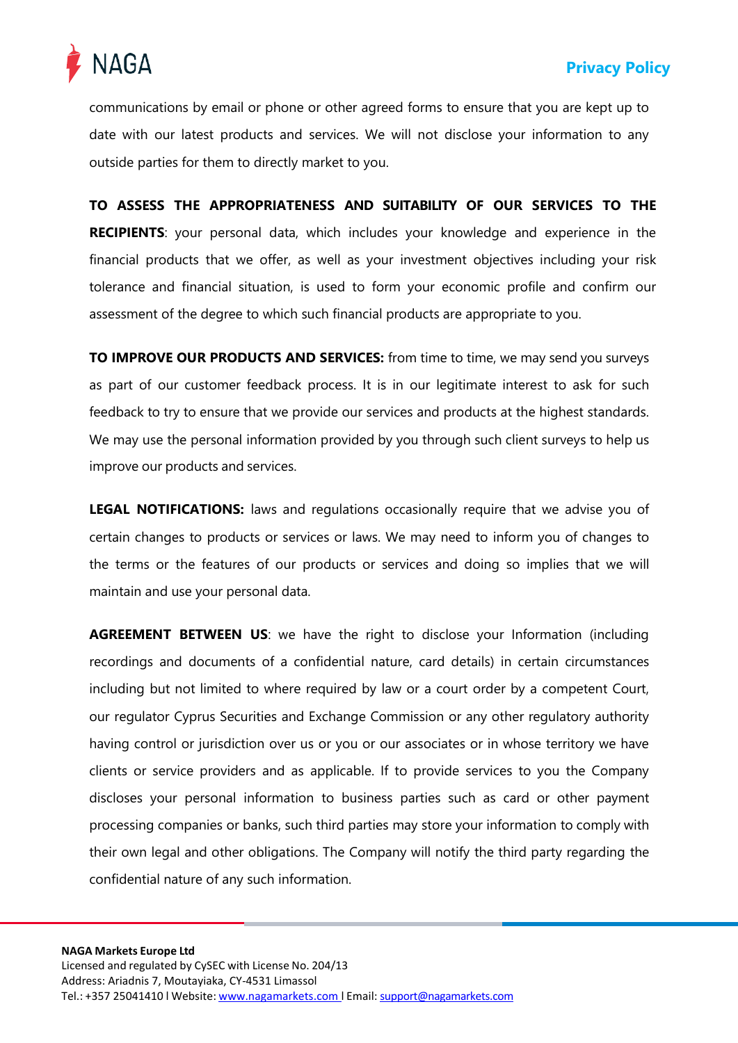communications by email or phone or other agreed forms to ensure that you are kept up to date with our latest products and services. We will not disclose your information to any outside parties for them to directly market to you.

**TO ASSESS THE APPROPRIATENESS AND SUITABILITY OF OUR SERVICES TO THE RECIPIENTS**: your personal data, which includes your knowledge and experience in the financial products that we offer, as well as your investment objectives including your risk tolerance and financial situation, is used to form your economic profile and confirm our assessment of the degree to which such financial products are appropriate to you.

**TO IMPROVE OUR PRODUCTS AND SERVICES:** from time to time, we may send you surveys as part of our customer feedback process. It is in our legitimate interest to ask for such feedback to try to ensure that we provide our services and products at the highest standards. We may use the personal information provided by you through such client surveys to help us improve our products and services.

**LEGAL NOTIFICATIONS:** laws and regulations occasionally require that we advise you of certain changes to products or services or laws. We may need to inform you of changes to the terms or the features of our products or services and doing so implies that we will maintain and use your personal data.

**AGREEMENT BETWEEN US**: we have the right to disclose your Information (including recordings and documents of a confidential nature, card details) in certain circumstances including but not limited to where required by law or a court order by a competent Court, our regulator Cyprus Securities and Exchange Commission or any other regulatory authority having control or jurisdiction over us or you or our associates or in whose territory we have clients or service providers and as applicable. If to provide services to you the Company discloses your personal information to business parties such as card or other payment processing companies or banks, such third parties may store your information to comply with their own legal and other obligations. The Company will notify the third party regarding the confidential nature of any such information.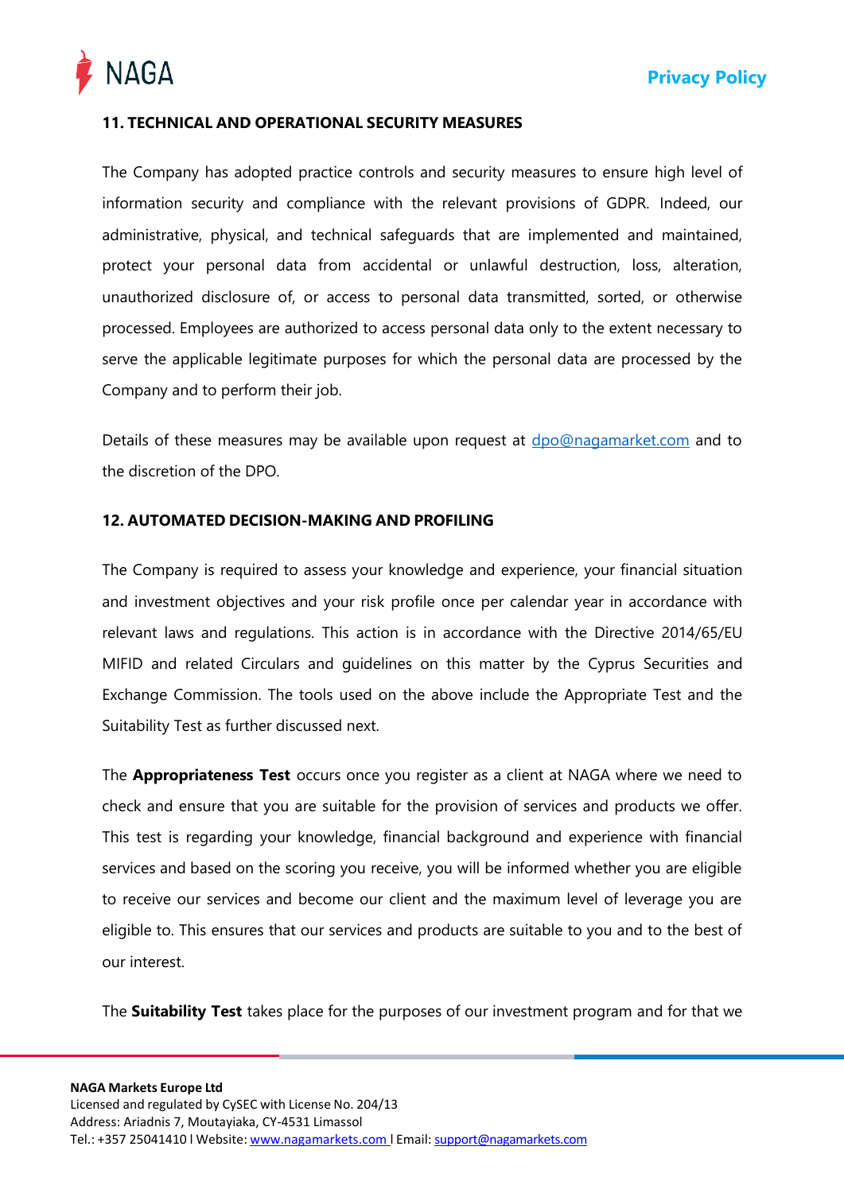### 11. TECHNICAL AND OPERATIONAL SECURITY MEASURES

The Company has adopted practice controls and security measures to ensure high level of information security and compliance with the relevant provisions of GDPR. Indeed, our administrative, physical, and technical safeguards that are implemented and maintained, protect your personal data from accidental or unlawful destruction, loss, alteration, unauthorized disclosure of, or access to personal data transmitted, sorted, or otherwise processed. Employees are authorized to access personal data only to the extent necessary to serve the applicable legitimate purposes for which the personal data are processed by the Company and to perform their job.

Details of these measures may be available upon request at [dpo@nagamarket.com](mailto:dpo@nagamarket.com) and to the discretion of the DPO.

### 12. AUTOMATED DECISION-MAKING AND PROFILING

The Company is required to assess your knowledge and experience, your financial situation and investment objectives and your risk profile once per calendar year in accordance with relevant laws and regulations. This action is in accordance with the Directive 2014/65/EU MIFID and related Circulars and guidelines on this matter by the Cyprus Securities and Exchange Commission. The tools used on the above include the Appropriate Test and the Suitability Test as further discussed next.

The **Appropriateness Test** occurs once you register as a client at NAGA where we need to check and ensure that you are suitable for the provision of services and products we offer. This test is regarding your knowledge, financial background and experience with financial services and based on the scoring you receive, you will be informed whether you are eligible to receive our services and become our client and the maximum level of leverage you are eligible to. This ensures that our services and products are suitable to you and to the best of our interest.

The **Suitability Test** takes place for the purposes of our investment program and for that we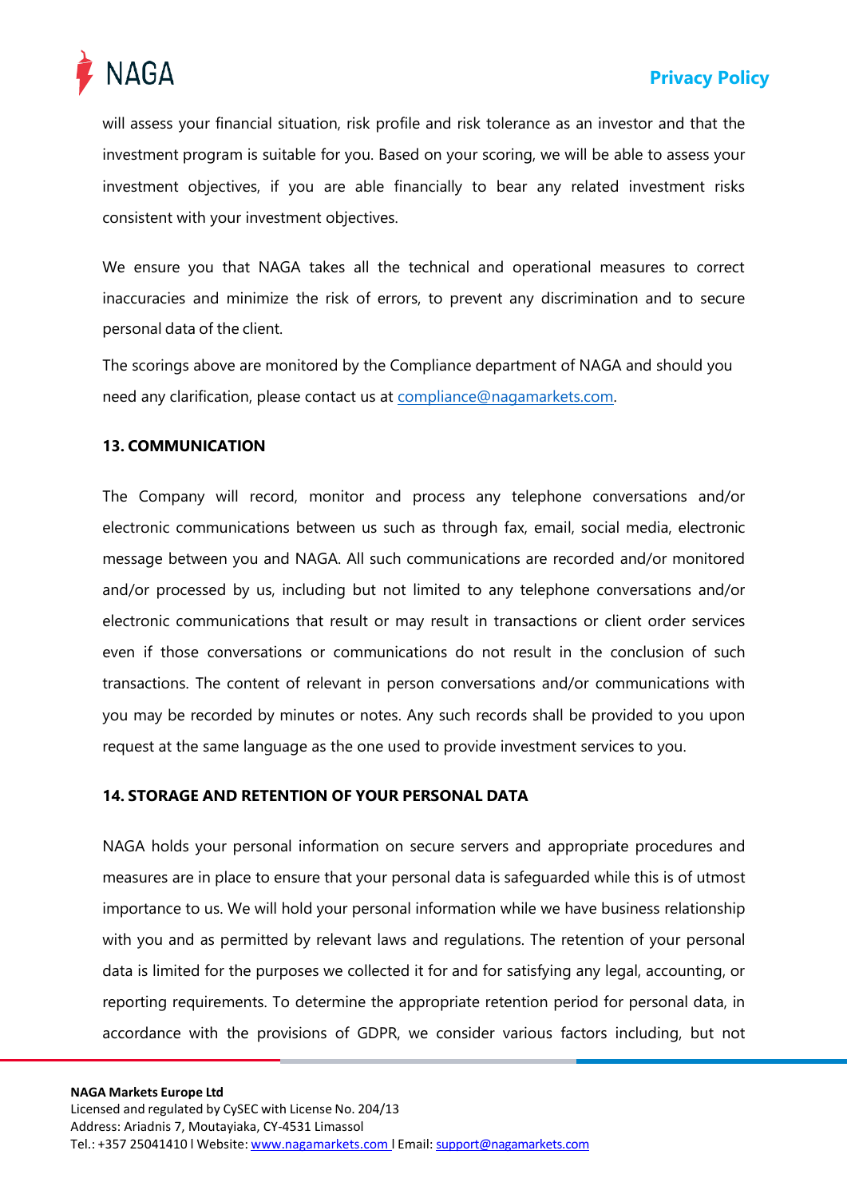will assess your financial situation, risk profile and risk tolerance as an investor and that the investment program is suitable for you. Based on your scoring, we will be able to assess your investment objectives, if you are able financially to bear any related investment risks consistent with your investment objectives.

We ensure you that NAGA takes all the technical and operational measures to correct inaccuracies and minimize the risk of errors, to prevent any discrimination and to secure personal data of the client.

The scorings above are monitored by the Compliance department of NAGA and should you need any clarification, please contact us at compliance@nagamarkets.com.

**13. COMMUNICATION**

The Company will record, monitor and process any telephone conversations and/or electronic communications between us such as through fax, email, social media, electronic message between you and NAGA. All such communications are recorded and/or monitored and/or processed by us, including but not limited to any telephone conversations and/or electronic communications that result or may result in transactions or client order services even if those conversations or communications do not result in the conclusion of such transactions. The content of relevant in person conversations and/or communications with you may be recorded by minutes or notes. Any such records shall be provided to you upon request at the same language as the one used to provide investment services to you.

**14. STORAGE AND RETENTION OF YOUR PERSONAL DATA**

NAGA holds your personal information on secure servers and appropriate procedures and measures are in place to ensure that your personal data is safeguarded while this is of utmost importance to us. We will hold your personal information while we have business relationship with you and as permitted by relevant laws and regulations. The retention of your personal data is limited for the purposes we collected it for and for satisfying any legal, accounting, or reporting requirements. To determine the appropriate retention period for personal data, in accordance with the provisions of GDPR, we consider various factors including, but not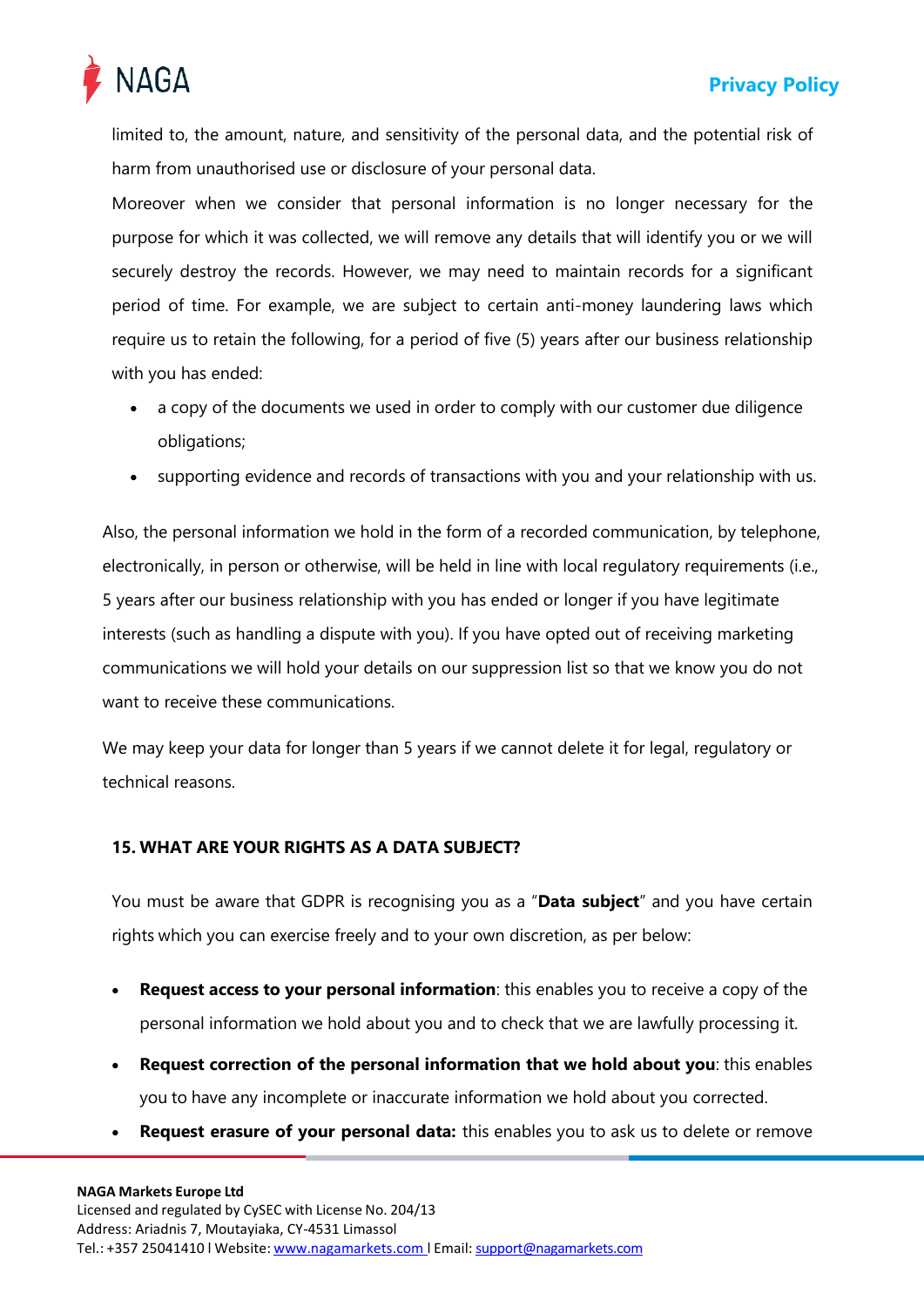limited to, the amount, nature, and sensitivity of the personal data, and the potential risk of harm from unauthorised use or disclosure of your personal data.

Moreover when we consider that personal information is no longer necessary for the purpose for which it was collected, we will remove any details that will identify you or we will securely destroy the records. However, we may need to maintain records for a significant period of time. For example, we are subject to certain anti-money laundering laws which require us to retain the following, for a period of five (5) years after our business relationship with you has ended:

- a copy of the documents we used in order to comply with our customer due diligence obligations;
- supporting evidence and records of transactions with you and your relationship with us.

Also, the personal information we hold in the form of a recorded communication, by telephone, electronically, in person or otherwise, will be held in line with local regulatory requirements (i.e., 5 years after our business relationship with you has ended or longer if you have legitimate interests (such as handling a dispute with you). If you have opted out of receiving marketing communications we will hold your details on our suppression list so that we know you do not want to receive these communications.

We may keep your data for longer than 5 years if we cannot delete it for legal, regulatory or technical reasons.

## 15. WHAT ARE YOUR RIGHTS AS A DATA SUBJECT?

You must be aware that GDPR is recognising you as a "**Data subject**" and you have certain rights which you can exercise freely and to your own discretion, as per below:

- **Request access to your personal information**: this enables you to receive a copy of the personal information we hold about you and to check that we are lawfully processing it.
- **Request correction of the personal information that we hold about you**: this enables you to have any incomplete or inaccurate information we hold about you corrected.
- **Request erasure of your personal data:** this enables you to ask us to delete or remove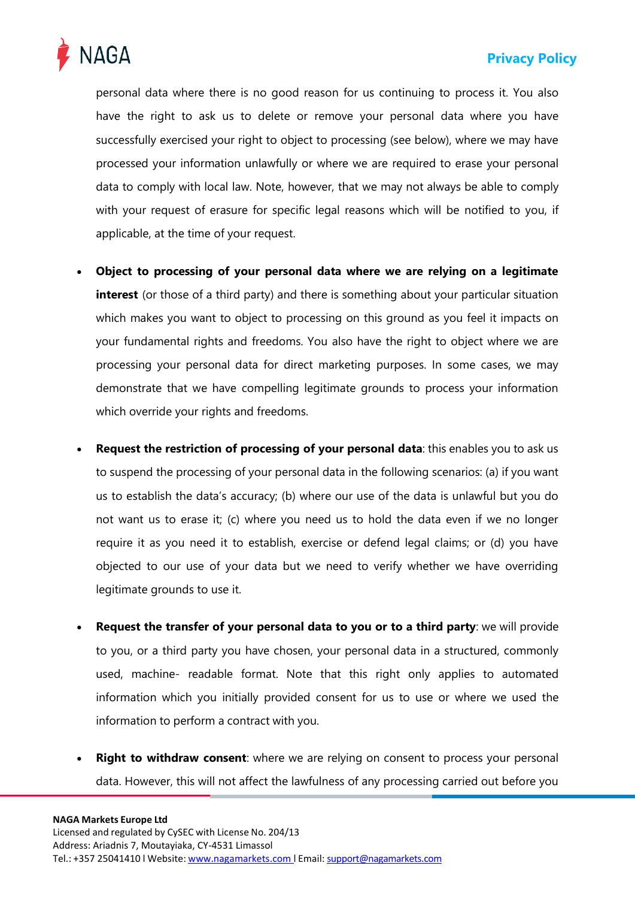personal data where there is no good reason for us continuing to process it. You also have the right to ask us to delete or remove your personal data where you have successfully exercised your right to object to processing (see below), where we may have processed your information unlawfully or where we are required to erase your personal data to comply with local law. Note, however, that we may not always be able to comply with your request of erasure for specific legal reasons which will be notified to you, if applicable, at the time of your request.

- **Object to processing of your personal data where we are relying on a legitimate interest** (or those of a third party) and there is something about your particular situation which makes you want to object to processing on this ground as you feel it impacts on your fundamental rights and freedoms. You also have the right to object where we are processing your personal data for direct marketing purposes. In some cases, we may demonstrate that we have compelling legitimate grounds to process your information which override your rights and freedoms.

- **Request the restriction of processing of your personal data**: this enables you to ask us to suspend the processing of your personal data in the following scenarios: (a) if you want us to establish the data's accuracy; (b) where our use of the data is unlawful but you do not want us to erase it; (c) where you need us to hold the data even if we no longer require it as you need it to establish, exercise or defend legal claims; or (d) you have objected to our use of your data but we need to verify whether we have overriding legitimate grounds to use it.

- **Request the transfer of your personal data to you or to a third party**: we will provide to you, or a third party you have chosen, your personal data in a structured, commonly used, machine- readable format. Note that this right only applies to automated information which you initially provided consent for us to use or where we used the information to perform a contract with you.

- **Right to withdraw consent**: where we are relying on consent to process your personal data. However, this will not affect the lawfulness of any processing carried out before you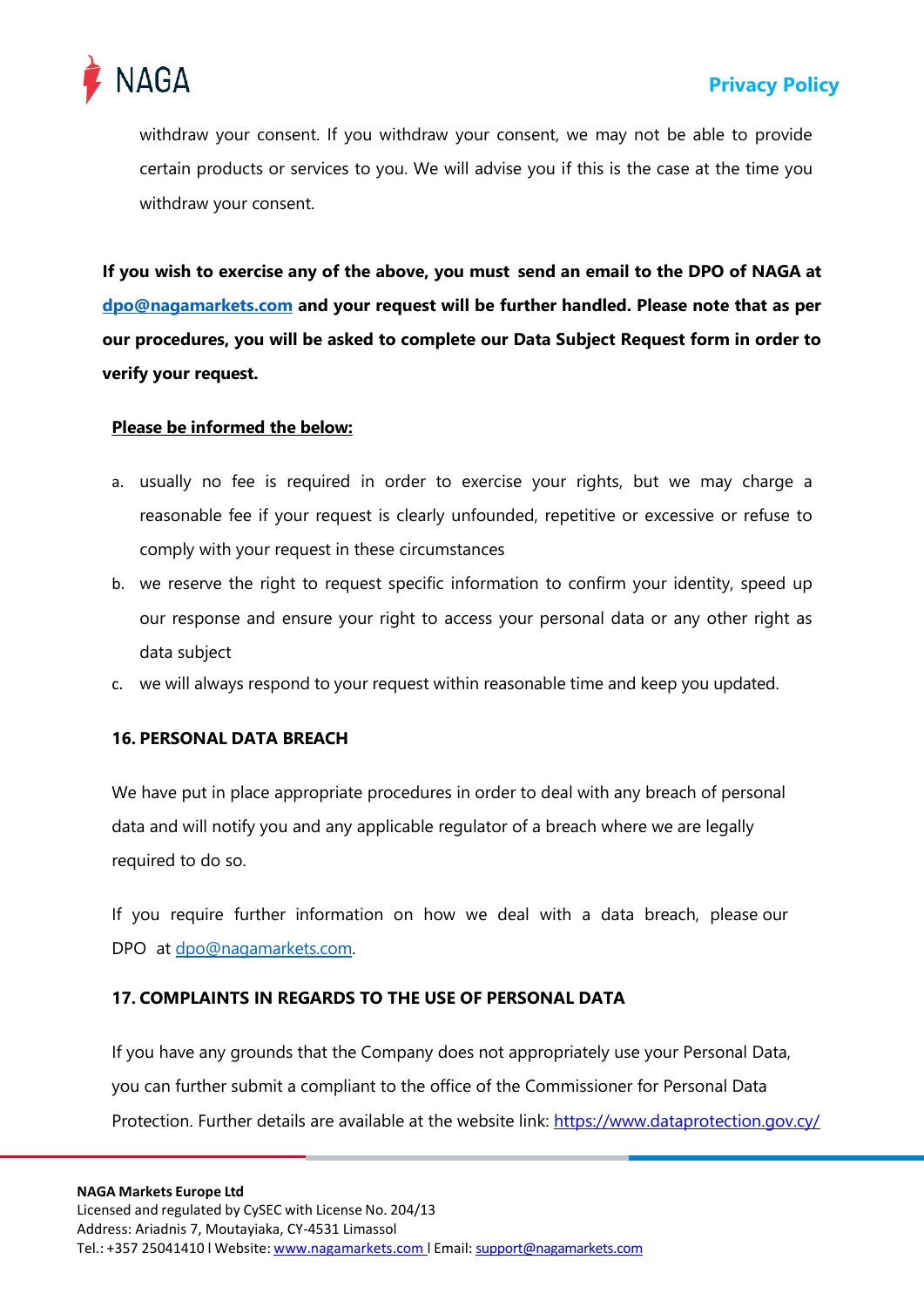withdraw your consent. If you withdraw your consent, we may not be able to provide certain products or services to you. We will advise you if this is the case at the time you withdraw your consent.

**If you wish to exercise any of the above, you must send an email to the DPO of NAGA at [dpo@nagamarkets.com](mailto:dpo@nagamarkets.com) and your request will be further handled. Please note that as per our procedures, you will be asked to complete our Data Subject Request form in order to verify your request.**

**Please be informed the below:**

a. usually no fee is required in order to exercise your rights, but we may charge a reasonable fee if your request is clearly unfounded, repetitive or excessive or refuse to comply with your request in these circumstances
b. we reserve the right to request specific information to confirm your identity, speed up our response and ensure your right to access your personal data or any other right as data subject
c. we will always respond to your request within reasonable time and keep you updated.

## 16. PERSONAL DATA BREACH

We have put in place appropriate procedures in order to deal with any breach of personal data and will notify you and any applicable regulator of a breach where we are legally required to do so.

If you require further information on how we deal with a data breach, please our DPO at [dpo@nagamarkets.com](mailto:dpo@nagamarkets.com).

## 17. COMPLAINTS IN REGARDS TO THE USE OF PERSONAL DATA

If you have any grounds that the Company does not appropriately use your Personal Data, you can further submit a compliant to the office of the Commissioner for Personal Data Protection. Further details are available at the website link: [https://www.dataprotection.gov.cy/](https://www.dataprotection.gov.cy/)

**NAGA Markets Europe Ltd**
Licensed and regulated by CySEC with License No. 204/13
Address: Ariadnis 7, Moutayiaka, CY-4531 Limassol
Tel.: +357 25041410 l Website: [www.nagamarkets.com](http://www.nagamarkets.com) l Email: [support@nagamarkets.com](mailto:support@nagamarkets.com)